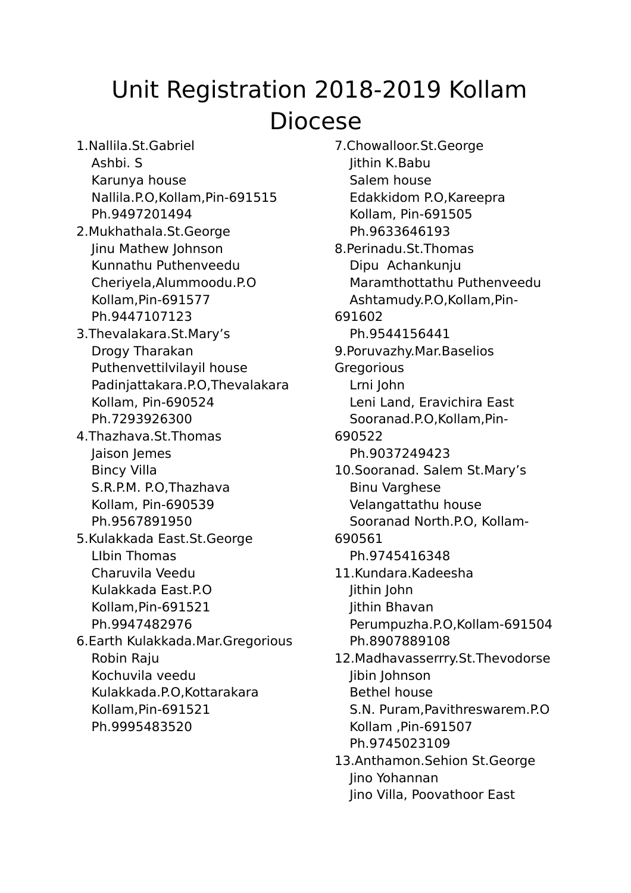# Unit Registration 2018-2019 Kollam Diocese

1.Nallila.St.Gabriel
   Ashbi. S
   Karunya house
   Nallila.P.O,Kollam,Pin-691515
   Ph.9497201494

2.Mukhathala.St.George
   Jinu Mathew Johnson
   Kunnathu Puthenveedu
   Cheriyela,Alummoodu.P.O
   Kollam,Pin-691577
   Ph.9447107123

3.Thevalakara.St.Mary's
   Drogy Tharakan
   Puthenvettilvilayil house
   Padinjattakara.P.O,Thevalakara
   Kollam, Pin-690524
   Ph.7293926300

4.Thazhava.St.Thomas
   Jaison Jemes
   Bincy Villa
   S.R.P.M. P.O,Thazhava
   Kollam, Pin-690539
   Ph.9567891950

5.Kulakkada East.St.George
   LIbin Thomas
   Charuvila Veedu
   Kulakkada East.P.O
   Kollam,Pin-691521
   Ph.9947482976

6.Earth Kulakkada.Mar.Gregorious
   Robin Raju
   Kochuvila veedu
   Kulakkada.P.O,Kottarakara
   Kollam,Pin-691521
   Ph.9995483520

7.Chowalloor.St.George
   Jithin K.Babu
   Salem house
   Edakkidom P.O,Kareepra
   Kollam, Pin-691505
   Ph.9633646193

8.Perinadu.St.Thomas
   Dipu Achankunju
   Maramthottathu Puthenveedu
   Ashtamudy.P.O,Kollam,Pin-691602
   Ph.9544156441

9.Poruvazhy.Mar.Baselios Gregorious
   Lrni John
   Leni Land, Eravichira East
   Sooranad.P.O,Kollam,Pin-690522
   Ph.9037249423

10.Sooranad. Salem St.Mary's
   Binu Varghese
   Velangattathu house
   Sooranad North.P.O, Kollam-690561
   Ph.9745416348

11.Kundara.Kadeesha
   Jithin John
   Jithin Bhavan
   Perumpuzha.P.O,Kollam-691504
   Ph.8907889108

12.Madhavasserrry.St.Thevodorse
   Jibin Johnson
   Bethel house
   S.N. Puram,Pavithreswarem.P.O
   Kollam ,Pin-691507
   Ph.9745023109

13.Anthamon.Sehion St.George
   Jino Yohannan
   Jino Villa, Poovathoor East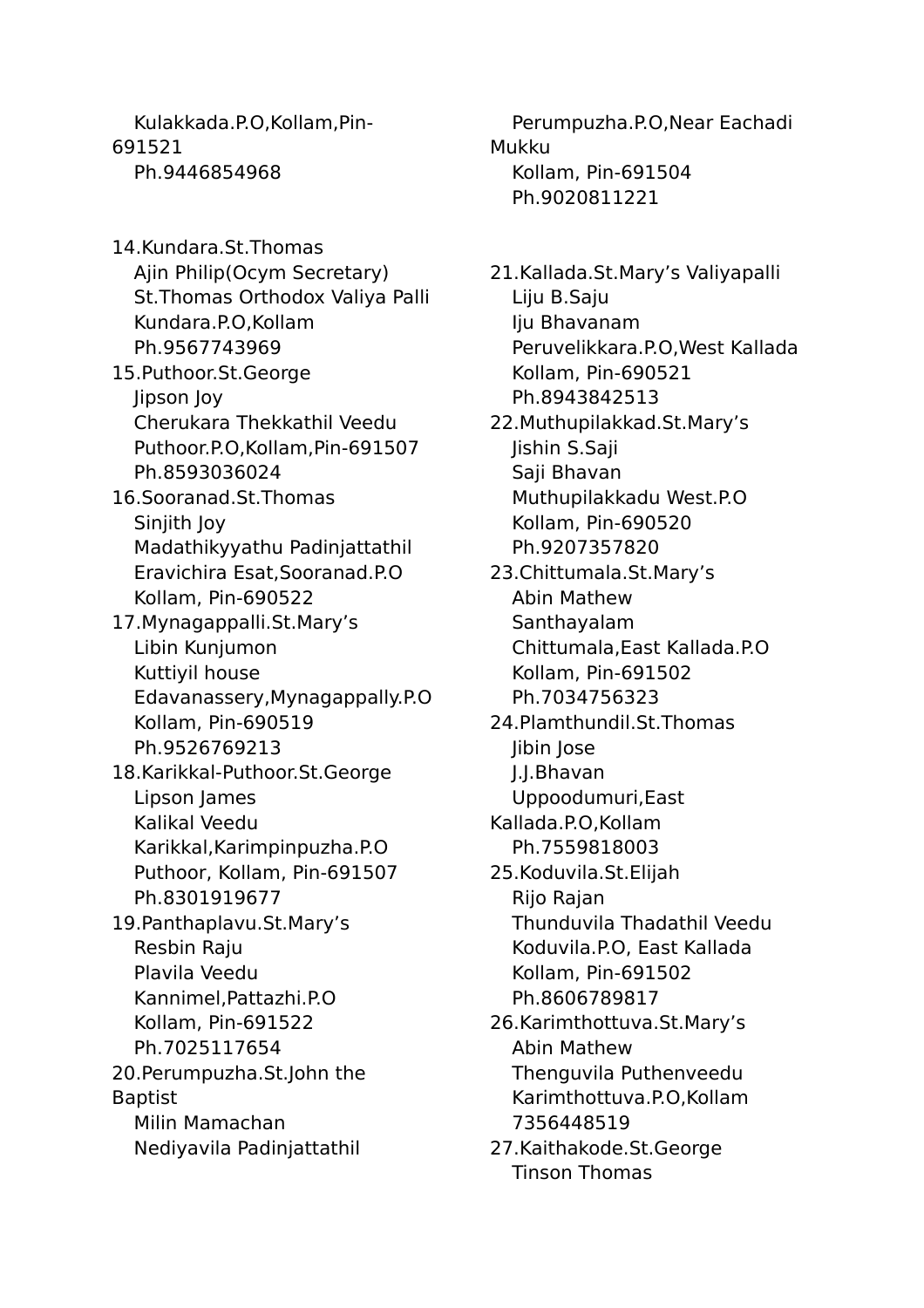Kulakkada.P.O,Kollam,Pin-691521
Ph.9446854968

14.Kundara.St.Thomas
Ajin Philip(Ocym Secretary)
St.Thomas Orthodox Valiya Palli
Kundara.P.O,Kollam
Ph.9567743969

15.Puthoor.St.George
Jipson Joy
Cherukara Thekkathil Veedu
Puthoor.P.O,Kollam,Pin-691507
Ph.8593036024

16.Sooranad.St.Thomas
Sinjith Joy
Madathikyyathu Padinjattathil
Eravichira Esat,Sooranad.P.O
Kollam, Pin-690522

17.Mynagappalli.St.Mary's
Libin Kunjumon
Kuttiyil house
Edavanassery,Mynagappally.P.O
Kollam, Pin-690519
Ph.9526769213

18.Karikkal-Puthoor.St.George
Lipson James
Kalikal Veedu
Karikkal,Karimpinpuzha.P.O
Puthoor, Kollam, Pin-691507
Ph.8301919677

19.Panthaplavu.St.Mary's
Resbin Raju
Plavila Veedu
Kannimel,Pattazhi.P.O
Kollam, Pin-691522
Ph.7025117654

20.Perumpuzha.St.John the Baptist
Milin Mamachan
Nediyavila Padinjattathil
Perumpuzha.P.O,Near Eachadi Mukku
Kollam, Pin-691504
Ph.9020811221

21.Kallada.St.Mary's Valiyapalli
Liju B.Saju
Iju Bhavanam
Peruvelikkara.P.O,West Kallada
Kollam, Pin-690521
Ph.8943842513

22.Muthupilakkad.St.Mary's
Jishin S.Saji
Saji Bhavan
Muthupilakkadu West.P.O
Kollam, Pin-690520
Ph.9207357820

23.Chittumala.St.Mary's
Abin Mathew
Santhayalam
Chittumala,East Kallada.P.O
Kollam, Pin-691502
Ph.7034756323

24.Plamthundil.St.Thomas
Jibin Jose
J.J.Bhavan
Uppoodumuri,East Kallada.P.O,Kollam
Ph.7559818003

25.Koduvila.St.Elijah
Rijo Rajan
Thunduvila Thadathil Veedu
Koduvila.P.O, East Kallada
Kollam, Pin-691502
Ph.8606789817

26.Karimthottuva.St.Mary's
Abin Mathew
Thenguvila Puthenveedu
Karimthottuva.P.O,Kollam
7356448519

27.Kaithakode.St.George
Tinson Thomas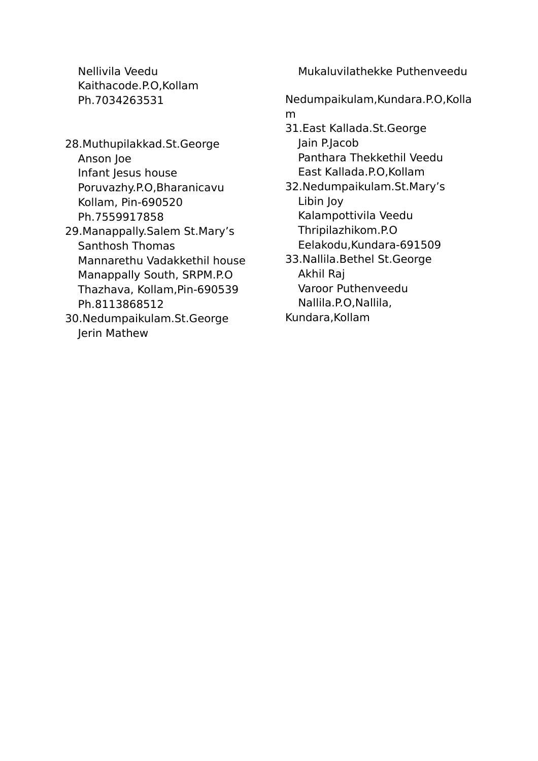Nellivila Veedu
Kaithacode.P.O,Kollam
Ph.7034263531

28.Muthupilakkad.St.George
Anson Joe
Infant Jesus house
Poruvazhy.P.O,Bharanicavu
Kollam, Pin-690520
Ph.7559917858

29.Manappally.Salem St.Mary’s
Santhosh Thomas
Mannarethu Vadakkethil house
Manappally South, SRPM.P.O
Thazhava, Kollam,Pin-690539
Ph.8113868512

30.Nedumpaikulam.St.George
Jerin Mathew
Mukaluvilathekke Puthenveedu
Nedumpaikulam,Kundara.P.O,Kollam

31.East Kallada.St.George
Jain P.Jacob
Panthara Thekkethil Veedu
East Kallada.P.O,Kollam

32.Nedumpaikulam.St.Mary’s
Libin Joy
Kalampottivila Veedu
Thripilazhikom.P.O
Eelakodu,Kundara-691509

33.Nallila.Bethel St.George
Akhil Raj
Varoor Puthenveedu
Nallila.P.O,Nallila,
Kundara,Kollam